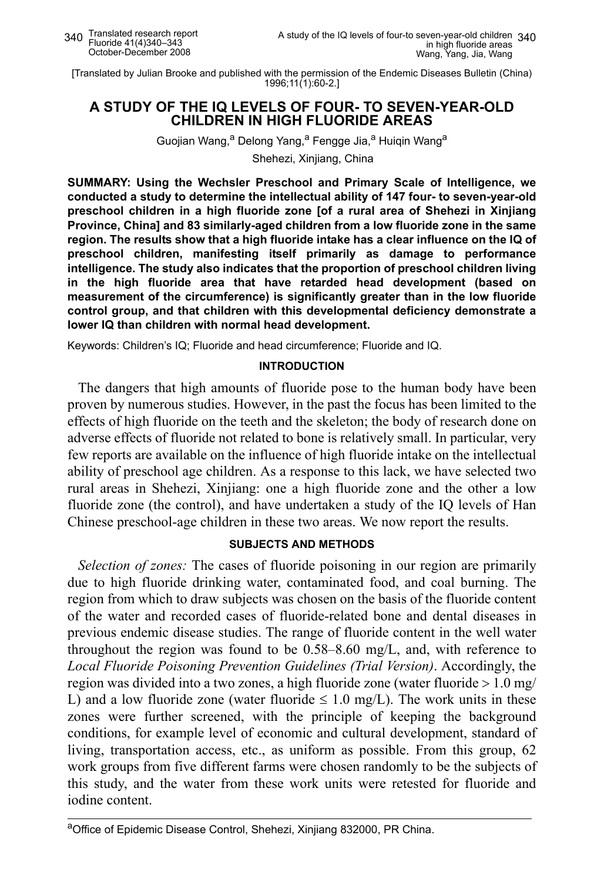[Translated by Julian Brooke and published with the permission of the Endemic Diseases Bulletin (China) 1996;11(1):60-2.]

# A STUDY OF THE IQ LEVELS OF FOUR- TO SEVEN-YEAR-OLD CHILDREN IN HIGH FLUORIDE AREAS

Guojian Wang,[a] Delong Yang,[a] Fengge Jia,[a] Huiqin Wang[a]

Shehezi, Xinjiang, China

**SUMMARY: Using the Wechsler Preschool and Primary Scale of Intelligence, we conducted a study to determine the intellectual ability of 147 four- to seven-year-old preschool children in a high fluoride zone [of a rural area of Shehezi in Xinjiang Province, China] and 83 similarly-aged children from a low fluoride zone in the same region. The results show that a high fluoride intake has a clear influence on the IQ of preschool children, manifesting itself primarily as damage to performance intelligence. The study also indicates that the proportion of preschool children living in the high fluoride area that have retarded head development (based on measurement of the circumference) is significantly greater than in the low fluoride control group, and that children with this developmental deficiency demonstrate a lower IQ than children with normal head development.**

Keywords: Children's IQ; Fluoride and head circumference; Fluoride and IQ.

## INTRODUCTION

The dangers that high amounts of fluoride pose to the human body have been proven by numerous studies. However, in the past the focus has been limited to the effects of high fluoride on the teeth and the skeleton; the body of research done on adverse effects of fluoride not related to bone is relatively small. In particular, very few reports are available on the influence of high fluoride intake on the intellectual ability of preschool age children. As a response to this lack, we have selected two rural areas in Shehezi, Xinjiang: one a high fluoride zone and the other a low fluoride zone (the control), and have undertaken a study of the IQ levels of Han Chinese preschool-age children in these two areas. We now report the results.

## SUBJECTS AND METHODS

*Selection of zones:* The cases of fluoride poisoning in our region are primarily due to high fluoride drinking water, contaminated food, and coal burning. The region from which to draw subjects was chosen on the basis of the fluoride content of the water and recorded cases of fluoride-related bone and dental diseases in previous endemic disease studies. The range of fluoride content in the well water throughout the region was found to be 0.58–8.60 mg/L, and, with reference to *Local Fluoride Poisoning Prevention Guidelines (Trial Version)*. Accordingly, the region was divided into a two zones, a high fluoride zone (water fluoride > 1.0 mg/L) and a low fluoride zone (water fluoride ≤ 1.0 mg/L). The work units in these zones were further screened, with the principle of keeping the background conditions, for example level of economic and cultural development, standard of living, transportation access, etc., as uniform as possible. From this group, 62 work groups from five different farms were chosen randomly to be the subjects of this study, and the water from these work units were retested for fluoride and iodine content.

[a]Office of Epidemic Disease Control, Shehezi, Xinjiang 832000, PR China.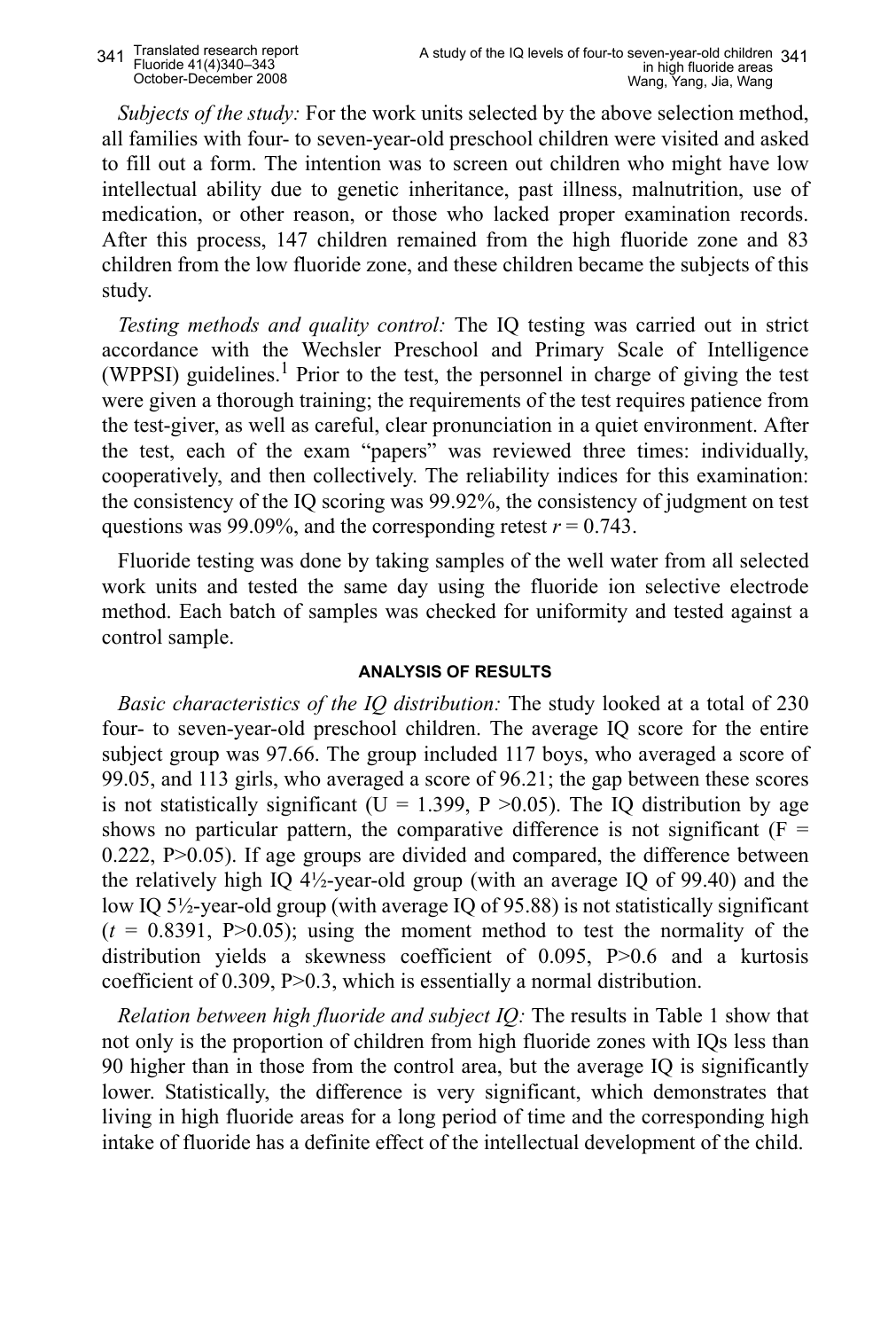*Subjects of the study:* For the work units selected by the above selection method, all families with four- to seven-year-old preschool children were visited and asked to fill out a form. The intention was to screen out children who might have low intellectual ability due to genetic inheritance, past illness, malnutrition, use of medication, or other reason, or those who lacked proper examination records. After this process, 147 children remained from the high fluoride zone and 83 children from the low fluoride zone, and these children became the subjects of this study.

*Testing methods and quality control:* The IQ testing was carried out in strict accordance with the Wechsler Preschool and Primary Scale of Intelligence (WPPSI) guidelines.[1] Prior to the test, the personnel in charge of giving the test were given a thorough training; the requirements of the test requires patience from the test-giver, as well as careful, clear pronunciation in a quiet environment. After the test, each of the exam "papers" was reviewed three times: individually, cooperatively, and then collectively. The reliability indices for this examination: the consistency of the IQ scoring was 99.92%, the consistency of judgment on test questions was 99.09%, and the corresponding retest $r = 0.743$.

Fluoride testing was done by taking samples of the well water from all selected work units and tested the same day using the fluoride ion selective electrode method. Each batch of samples was checked for uniformity and tested against a control sample.

## ANALYSIS OF RESULTS

*Basic characteristics of the IQ distribution:* The study looked at a total of 230 four- to seven-year-old preschool children. The average IQ score for the entire subject group was 97.66. The group included 117 boys, who averaged a score of 99.05, and 113 girls, who averaged a score of 96.21; the gap between these scores is not statistically significant ($U = 1.399$, $P > 0.05$). The IQ distribution by age shows no particular pattern, the comparative difference is not significant ($F = 0.222$, $P > 0.05$). If age groups are divided and compared, the difference between the relatively high IQ 4½-year-old group (with an average IQ of 99.40) and the low IQ 5½-year-old group (with average IQ of 95.88) is not statistically significant ($t = 0.8391$, $P > 0.05$); using the moment method to test the normality of the distribution yields a skewness coefficient of 0.095, $P > 0.6$ and a kurtosis coefficient of 0.309, $P > 0.3$, which is essentially a normal distribution.

*Relation between high fluoride and subject IQ:* The results in Table 1 show that not only is the proportion of children from high fluoride zones with IQs less than 90 higher than in those from the control area, but the average IQ is significantly lower. Statistically, the difference is very significant, which demonstrates that living in high fluoride areas for a long period of time and the corresponding high intake of fluoride has a definite effect of the intellectual development of the child.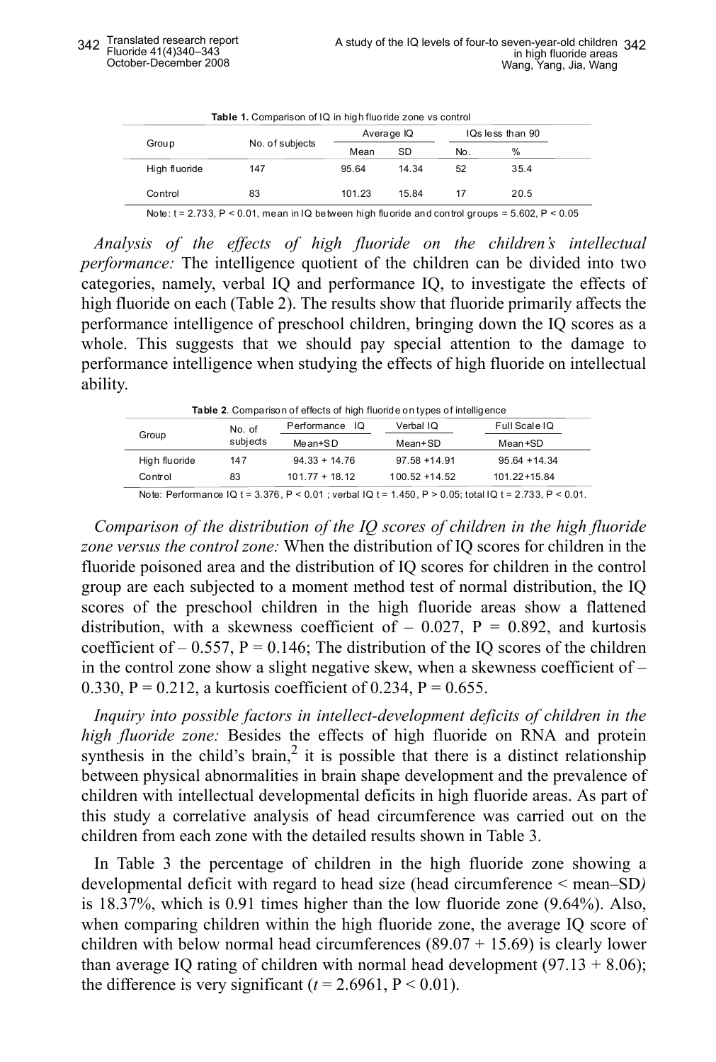**Table 1.** Comparison of IQ in high fluoride zone vs control

| Group | No. of subjects | Average IQ | | IQs less than 90 | |
|---|---|---|---|---|---|
| | | Mean | SD | No. | % |
| High fluoride | 147 | 95.64 | 14.34 | 52 | 35.4 |
| Control | 83 | 101.23 | 15.84 | 17 | 20.5 |

Note: t = 2.733, P < 0.01, mean in IQ between high fluoride and control groups = 5.602, P < 0.05

*Analysis of the effects of high fluoride on the children's intellectual performance:* The intelligence quotient of the children can be divided into two categories, namely, verbal IQ and performance IQ, to investigate the effects of high fluoride on each (Table 2). The results show that fluoride primarily affects the performance intelligence of preschool children, bringing down the IQ scores as a whole. This suggests that we should pay special attention to the damage to performance intelligence when studying the effects of high fluoride on intellectual ability.

**Table 2**. Comparison of effects of high fluoride on types of intelligence

| Group | No. of subjects | Performance IQ | Verbal IQ | Full Scale IQ |
|---|---|---|---|---|
| | | Mean+SD | Mean+SD | Mean+SD |
| High fluoride | 147 | 94.33 + 14.76 | 97.58 +14.91 | 95.64 +14.34 |
| Control | 83 | 101.77 + 18.12 | 100.52 +14.52 | 101.22+15.84 |

Note: Performance IQ t = 3.376, P < 0.01 ; verbal IQ t = 1.450, P > 0.05; total IQ t = 2.733, P < 0.01.

*Comparison of the distribution of the IQ scores of children in the high fluoride zone versus the control zone:* When the distribution of IQ scores for children in the fluoride poisoned area and the distribution of IQ scores for children in the control group are each subjected to a moment method test of normal distribution, the IQ scores of the preschool children in the high fluoride areas show a flattened distribution, with a skewness coefficient of – 0.027, P = 0.892, and kurtosis coefficient of – 0.557, P = 0.146; The distribution of the IQ scores of the children in the control zone show a slight negative skew, when a skewness coefficient of – 0.330, P = 0.212, a kurtosis coefficient of 0.234, P = 0.655.

*Inquiry into possible factors in intellect-development deficits of children in the high fluoride zone:* Besides the effects of high fluoride on RNA and protein synthesis in the child's brain,[2] it is possible that there is a distinct relationship between physical abnormalities in brain shape development and the prevalence of children with intellectual developmental deficits in high fluoride areas. As part of this study a correlative analysis of head circumference was carried out on the children from each zone with the detailed results shown in Table 3.

In Table 3 the percentage of children in the high fluoride zone showing a developmental deficit with regard to head size (head circumference < mean–SD*)* is 18.37%, which is 0.91 times higher than the low fluoride zone (9.64%). Also, when comparing children within the high fluoride zone, the average IQ score of children with below normal head circumferences (89.07 + 15.69) is clearly lower than average IQ rating of children with normal head development (97.13 + 8.06); the difference is very significant (*t* = 2.6961, P < 0.01).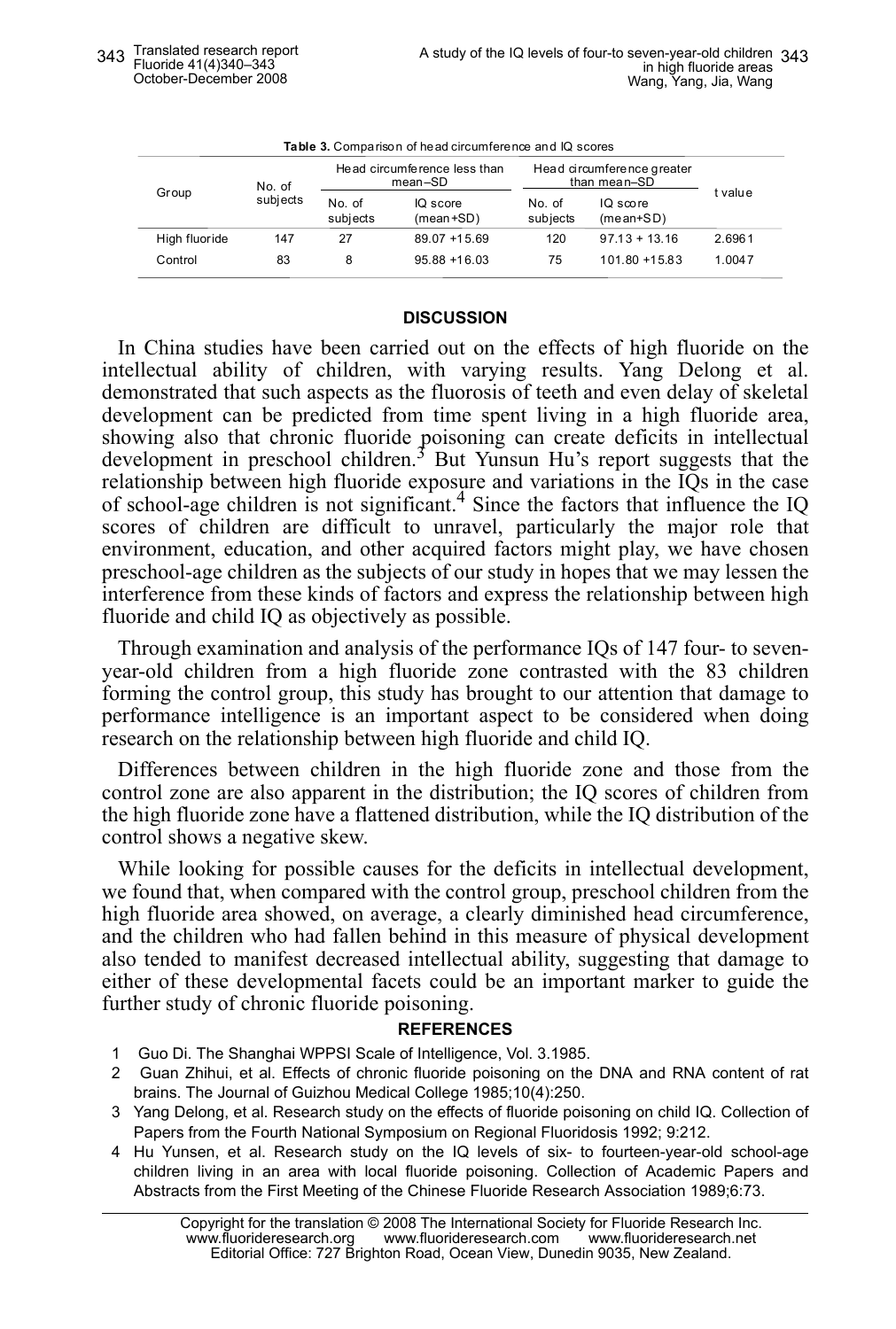**Table 3.** Comparison of head circumference and IQ scores

| Group | No. of subjects | Head circumference less than mean–SD | | Head circumference greater than mean–SD | | t value |
|---|---|---|---|---|---|---|
| | | No. of subjects | IQ score (mean+SD) | No. of subjects | IQ score (mean+SD) | |
| High fluoride | 147 | 27 | 89.07 +15.69 | 120 | 97.13 + 13.16 | 2.6961 |
| Control | 83 | 8 | 95.88 +16.03 | 75 | 101.80 +15.83 | 1.0047 |

## DISCUSSION

In China studies have been carried out on the effects of high fluoride on the intellectual ability of children, with varying results. Yang Delong et al. demonstrated that such aspects as the fluorosis of teeth and even delay of skeletal development can be predicted from time spent living in a high fluoride area, showing also that chronic fluoride poisoning can create deficits in intellectual development in preschool children.[3] But Yunsun Hu's report suggests that the relationship between high fluoride exposure and variations in the IQs in the case of school-age children is not significant.[4] Since the factors that influence the IQ scores of children are difficult to unravel, particularly the major role that environment, education, and other acquired factors might play, we have chosen preschool-age children as the subjects of our study in hopes that we may lessen the interference from these kinds of factors and express the relationship between high fluoride and child IQ as objectively as possible.

Through examination and analysis of the performance IQs of 147 four- to seven-year-old children from a high fluoride zone contrasted with the 83 children forming the control group, this study has brought to our attention that damage to performance intelligence is an important aspect to be considered when doing research on the relationship between high fluoride and child IQ.

Differences between children in the high fluoride zone and those from the control zone are also apparent in the distribution; the IQ scores of children from the high fluoride zone have a flattened distribution, while the IQ distribution of the control shows a negative skew.

While looking for possible causes for the deficits in intellectual development, we found that, when compared with the control group, preschool children from the high fluoride area showed, on average, a clearly diminished head circumference, and the children who had fallen behind in this measure of physical development also tended to manifest decreased intellectual ability, suggesting that damage to either of these developmental facets could be an important marker to guide the further study of chronic fluoride poisoning.

## REFERENCES

1. Guo Di. The Shanghai WPPSI Scale of Intelligence, Vol. 3.1985.
2. Guan Zhihui, et al. Effects of chronic fluoride poisoning on the DNA and RNA content of rat brains. The Journal of Guizhou Medical College 1985;10(4):250.
3. Yang Delong, et al. Research study on the effects of fluoride poisoning on child IQ. Collection of Papers from the Fourth National Symposium on Regional Fluoridosis 1992; 9:212.
4. Hu Yunsen, et al. Research study on the IQ levels of six- to fourteen-year-old school-age children living in an area with local fluoride poisoning. Collection of Academic Papers and Abstracts from the First Meeting of the Chinese Fluoride Research Association 1989;6:73.

Copyright for the translation © 2008 The International Society for Fluoride Research Inc. www.fluorideresearch.org www.fluorideresearch.com www.fluorideresearch.net Editorial Office: 727 Brighton Road, Ocean View, Dunedin 9035, New Zealand.